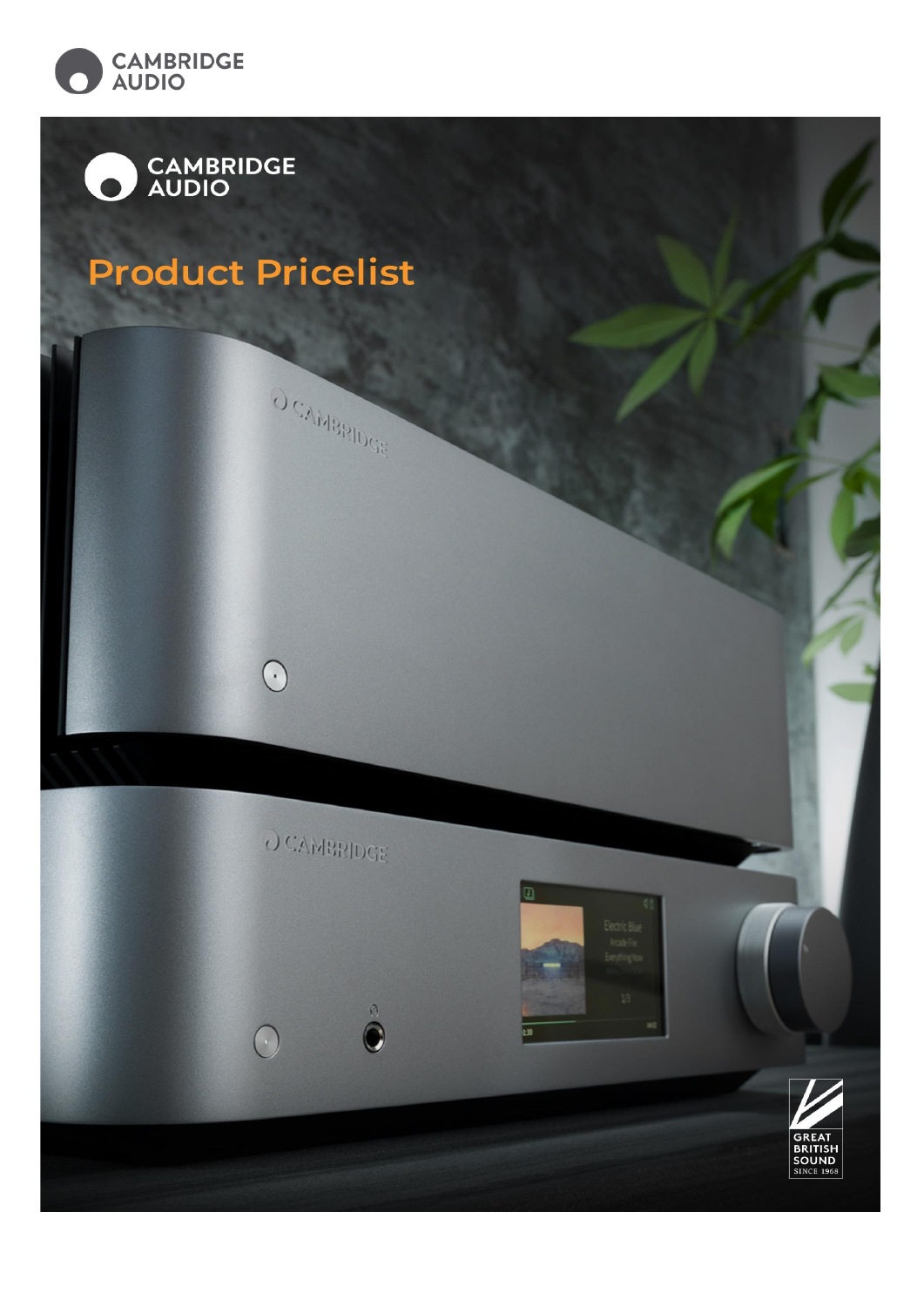CAMBRIDGE AUDIO

# Product Pricelist

GREAT BRITISH SOUND SINCE 1968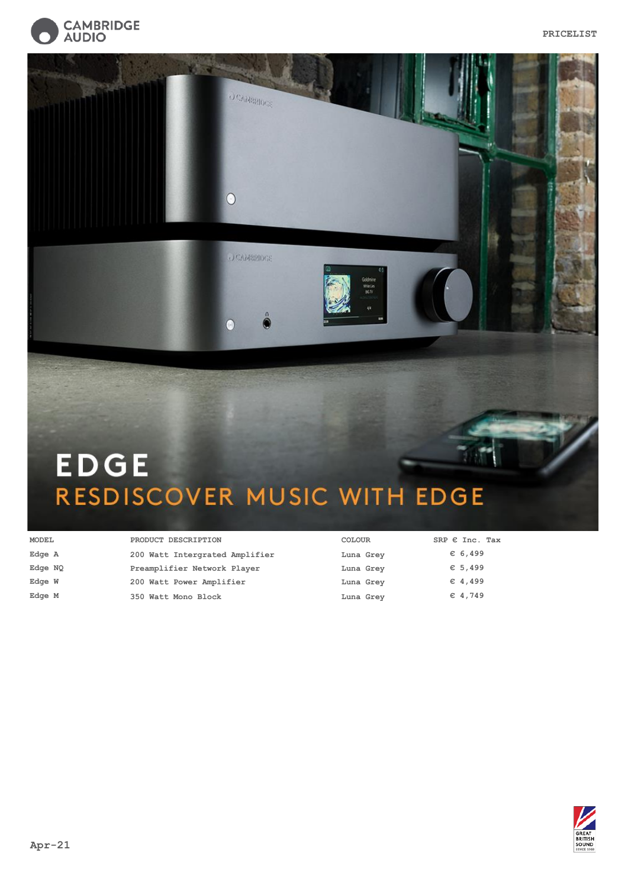CAMBRIDGE AUDIO

PRICELIST

# EDGE

## RESDISCOVER MUSIC WITH EDGE

| MODEL | PRODUCT DESCRIPTION | COLOUR | SRP € Inc. Tax |
|---|---|---|---|
| Edge A | 200 Watt Intergrated Amplifier | Luna Grey | € 6,499 |
| Edge NQ | Preamplifier Network Player | Luna Grey | € 5,499 |
| Edge W | 200 Watt Power Amplifier | Luna Grey | € 4,499 |
| Edge M | 350 Watt Mono Block | Luna Grey | € 4,749 |

Apr-21

GREAT BRITISH SOUND SINCE 1968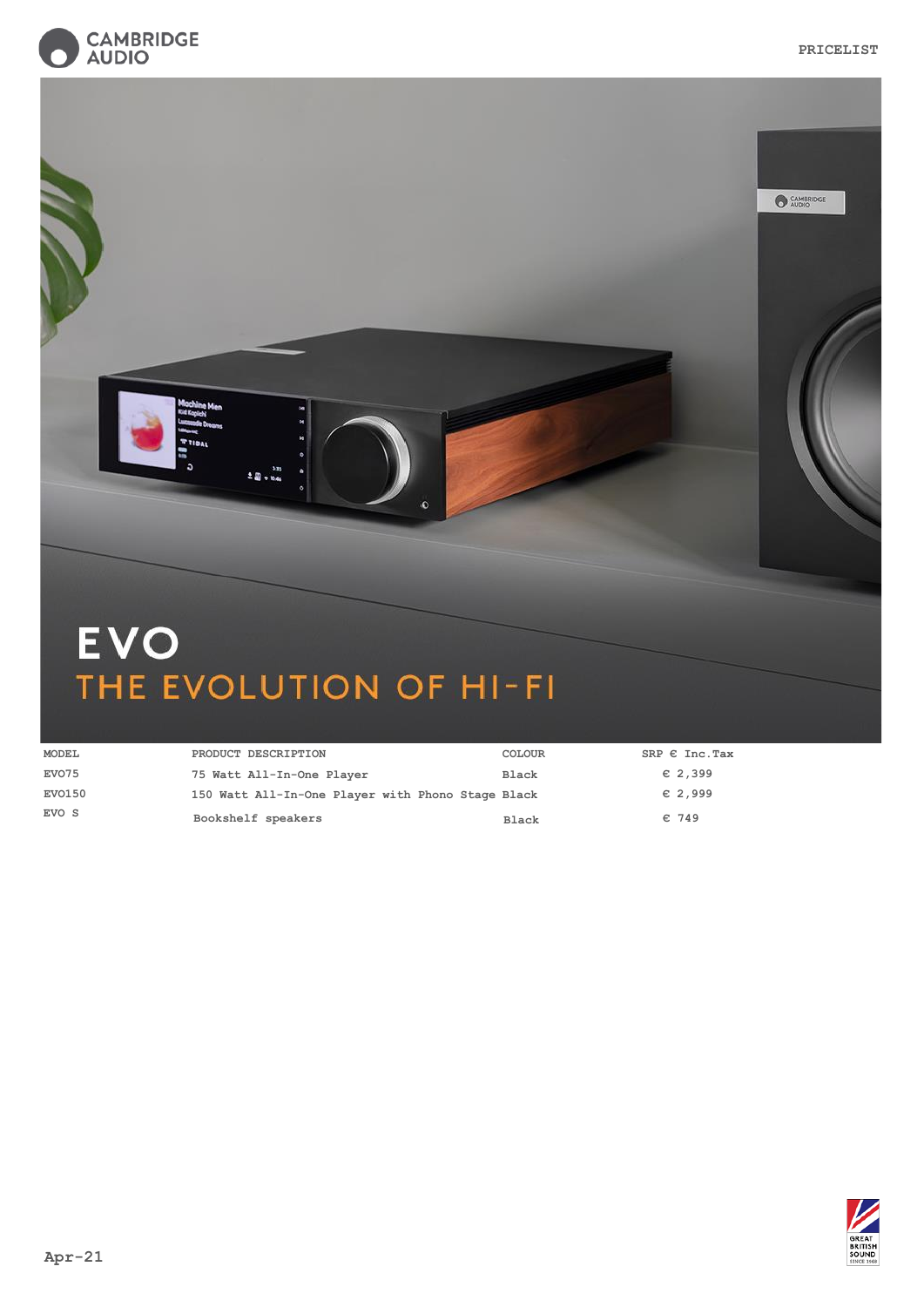# EVO

## THE EVOLUTION OF HI-FI

| MODEL | PRODUCT DESCRIPTION | COLOUR | SRP € Inc.Tax |
|---|---|---|---|
| EVO75 | 75 Watt All-In-One Player | Black | € 2,399 |
| EVO150 | 150 Watt All-In-One Player with Phono Stage | Black | € 2,999 |
| EVO S | Bookshelf speakers | Black | € 749 |

Apr-21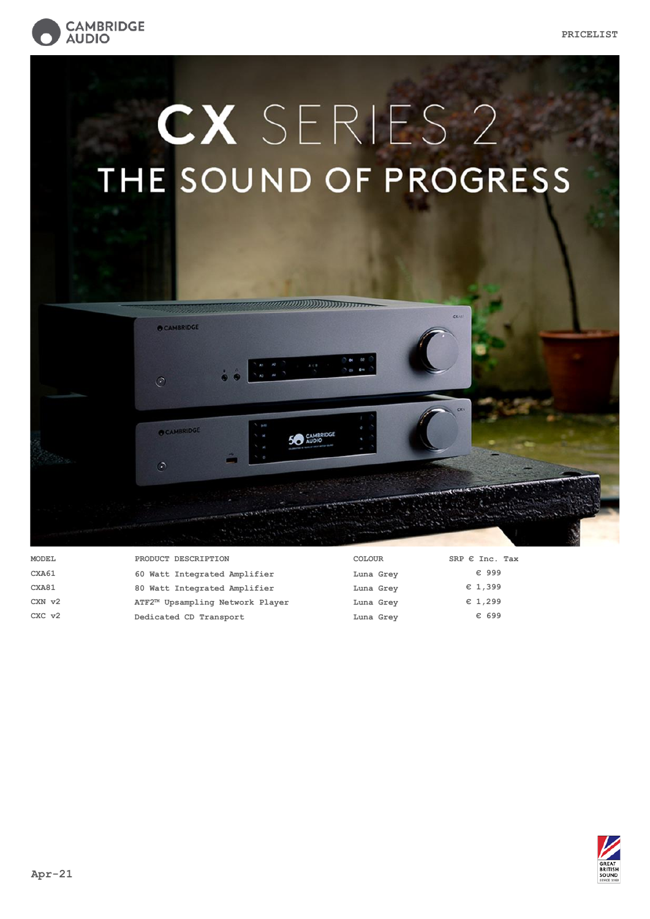# CX SERIES 2

## THE SOUND OF PROGRESS

| MODEL | PRODUCT DESCRIPTION | COLOUR | SRP € Inc. Tax |
|---|---|---|---|
| CXA61 | 60 Watt Integrated Amplifier | Luna Grey | € 999 |
| CXA81 | 80 Watt Integrated Amplifier | Luna Grey | € 1,399 |
| CXN v2 | ATF2™ Upsampling Network Player | Luna Grey | € 1,299 |
| CXC v2 | Dedicated CD Transport | Luna Grey | € 699 |

Apr-21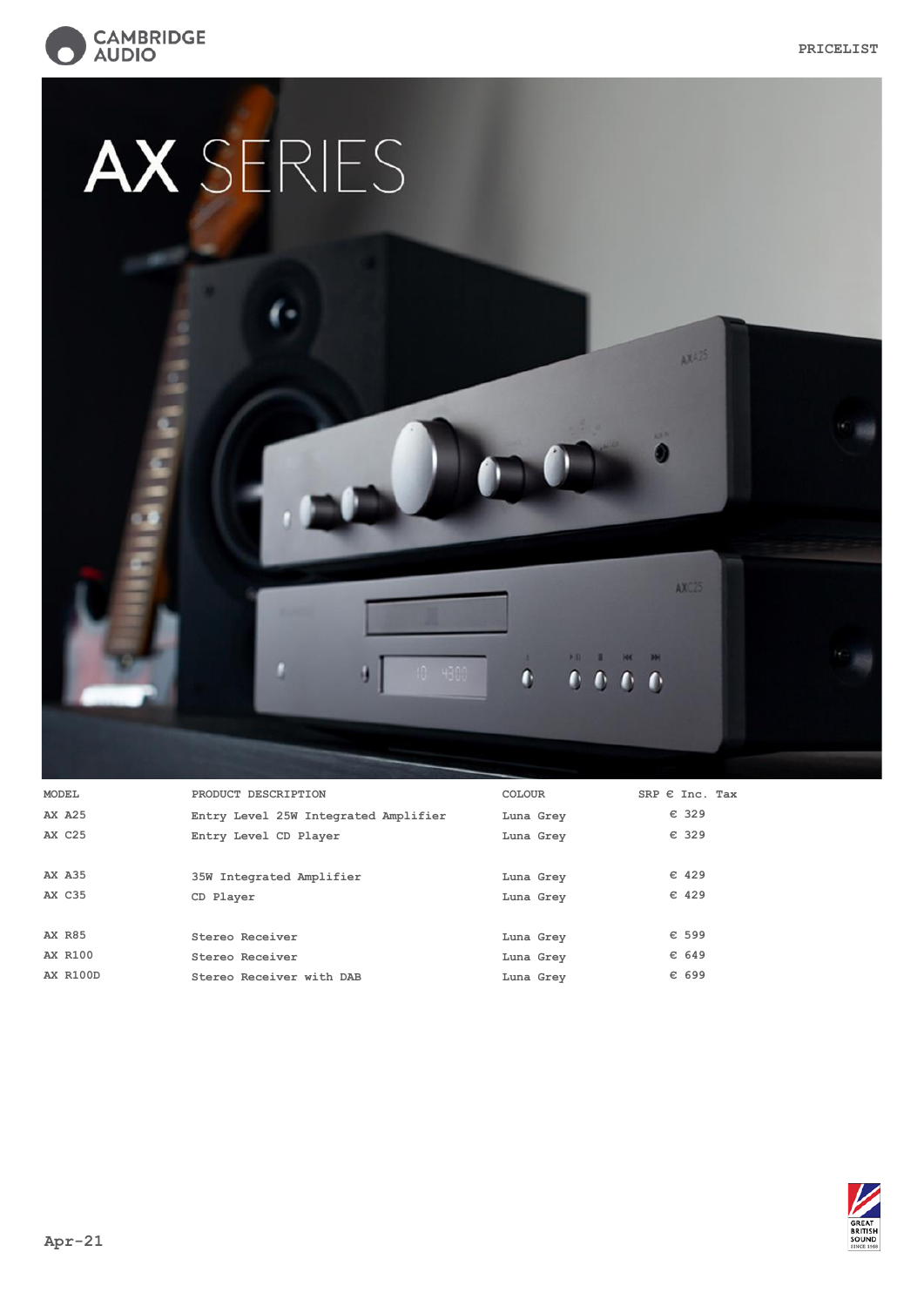# AX SERIES

| MODEL | PRODUCT DESCRIPTION | COLOUR | SRP € Inc. Tax |
|---|---|---|---|
| **AX A25** | Entry Level 25W Integrated Amplifier | Luna Grey | € 329 |
| **AX C25** | Entry Level CD Player | Luna Grey | € 329 |
| | | | |
| **AX A35** | 35W Integrated Amplifier | Luna Grey | € 429 |
| **AX C35** | CD Player | Luna Grey | € 429 |
| | | | |
| **AX R85** | Stereo Receiver | Luna Grey | € 599 |
| **AX R100** | Stereo Receiver | Luna Grey | € 649 |
| **AX R100D** | Stereo Receiver with DAB | Luna Grey | € 699 |

**Apr-21**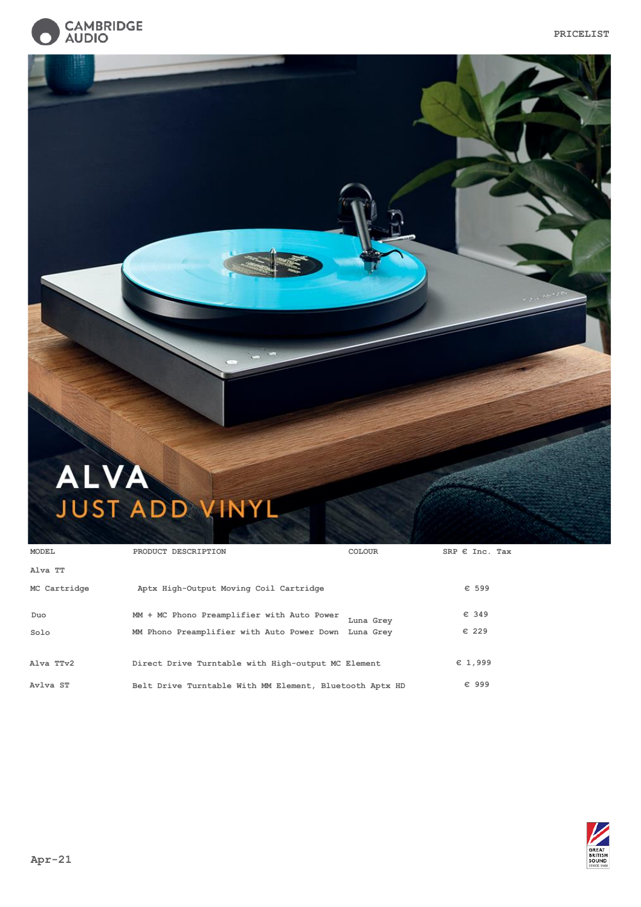# ALVA

## JUST ADD VINYL

| MODEL | PRODUCT DESCRIPTION | COLOUR | SRP € Inc. Tax |
|---|---|---|---|
| Alva TT | | | |
| MC Cartridge | Aptx High-Output Moving Coil Cartridge | | € 599 |
| Duo | MM + MC Phono Preamplifier with Auto Power | Luna Grey | € 349 |
| Solo | MM Phono Preamplifier with Auto Power Down | Luna Grey | € 229 |
| Alva TTv2 | Direct Drive Turntable with High-output MC Element | | € 1,999 |
| Avlva ST | Belt Drive Turntable With MM Element, Bluetooth Aptx HD | | € 999 |

Apr-21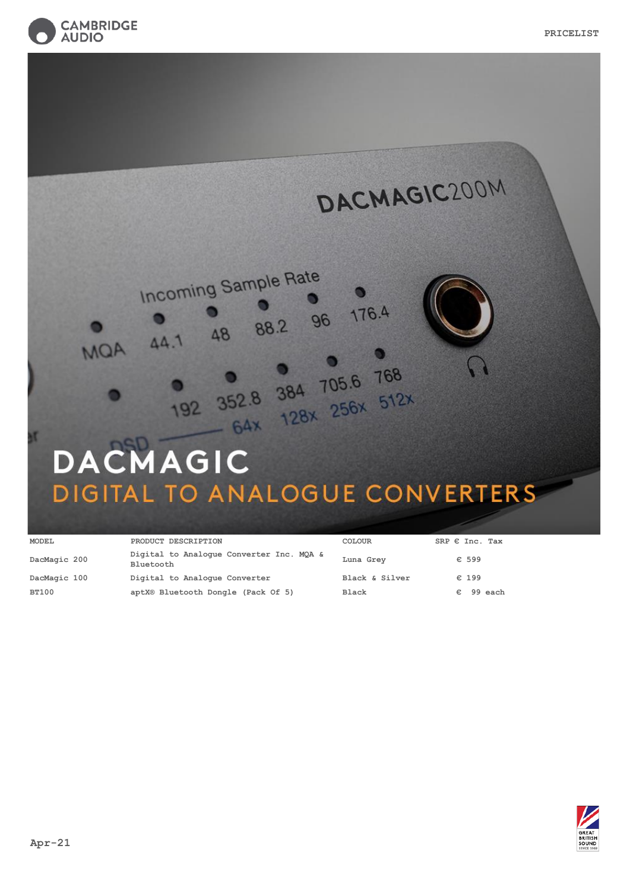# DACMAGIC

## DIGITAL TO ANALOGUE CONVERTERS

| MODEL | PRODUCT DESCRIPTION | COLOUR | SRP € Inc. Tax |
|---|---|---|---|
| DacMagic 200 | Digital to Analogue Converter Inc. MQA & Bluetooth | Luna Grey | € 599 |
| DacMagic 100 | Digital to Analogue Converter | Black & Silver | € 199 |
| BT100 | aptX® Bluetooth Dongle (Pack Of 5) | Black | € 99 each |

Apr-21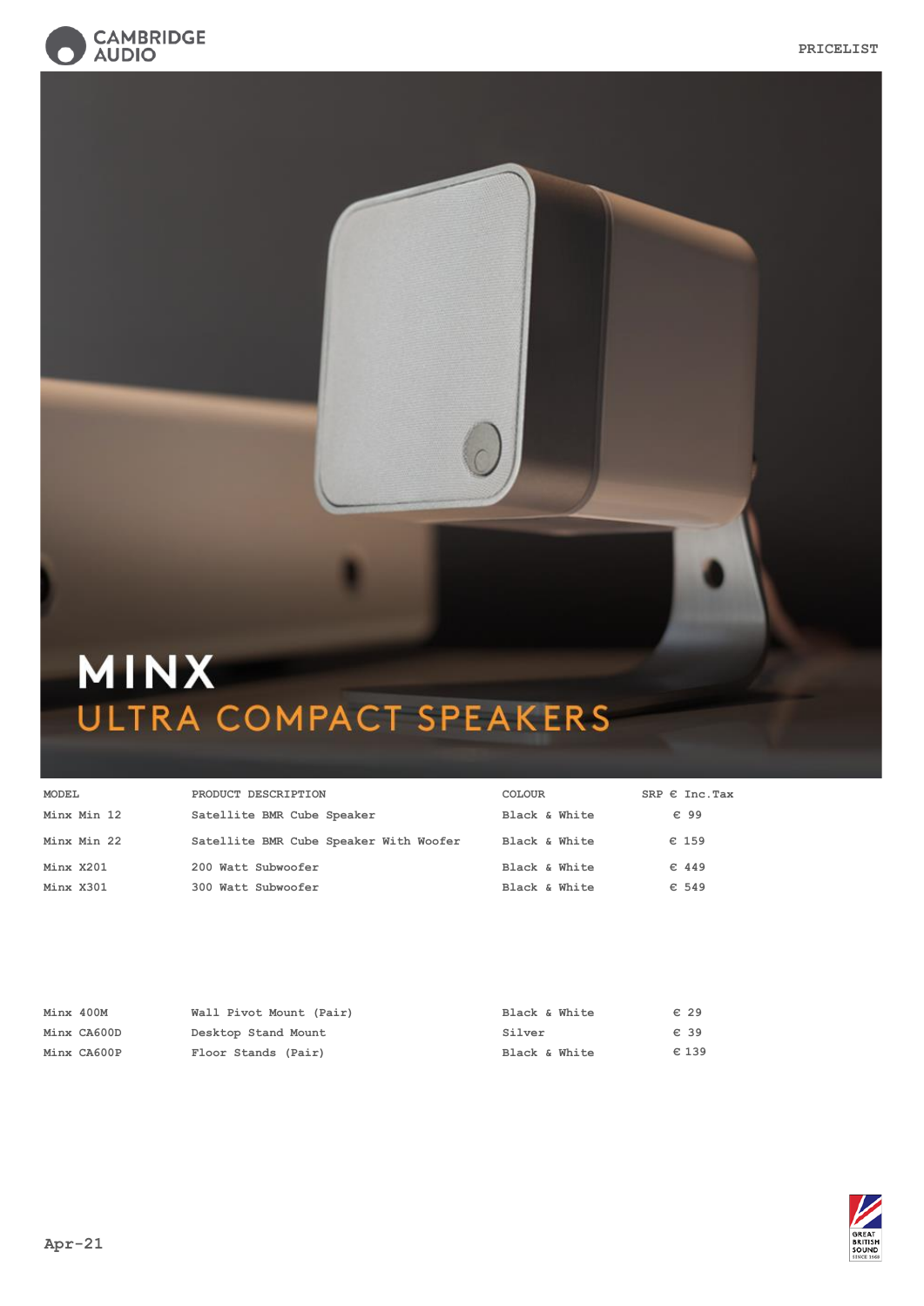# MINX

## ULTRA COMPACT SPEAKERS

| MODEL | PRODUCT DESCRIPTION | COLOUR | SRP € Inc.Tax |
|---|---|---|---|
| Minx Min 12 | Satellite BMR Cube Speaker | Black & White | € 99 |
| Minx Min 22 | Satellite BMR Cube Speaker With Woofer | Black & White | € 159 |
| Minx X201 | 200 Watt Subwoofer | Black & White | € 449 |
| Minx X301 | 300 Watt Subwoofer | Black & White | € 549 |

| Minx 400M | Wall Pivot Mount (Pair) | Black & White | € 29 |
|---|---|---|---|
| Minx CA600D | Desktop Stand Mount | Silver | € 39 |
| Minx CA600P | Floor Stands (Pair) | Black & White | € 139 |

Apr-21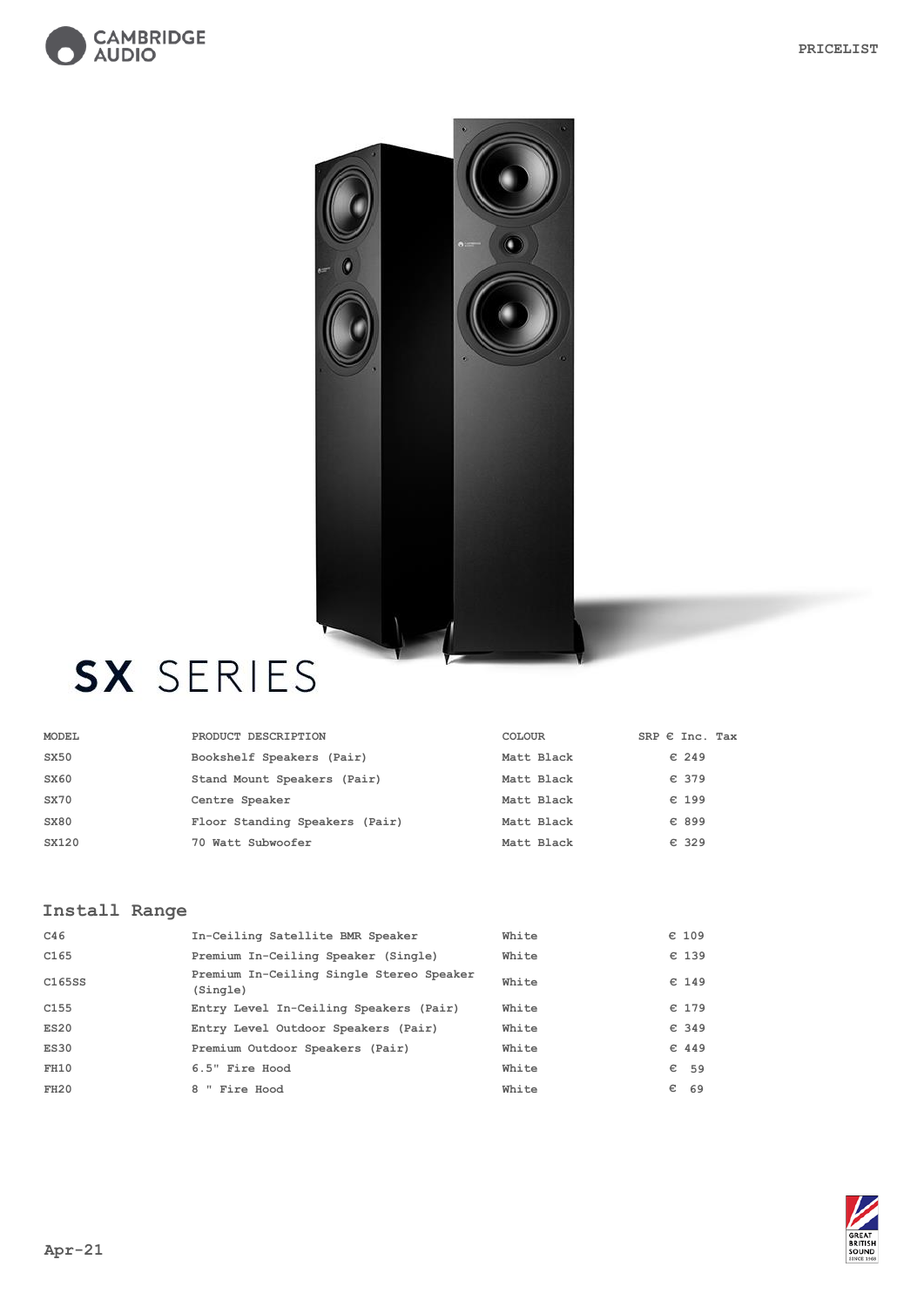# SX SERIES

| MODEL | PRODUCT DESCRIPTION | COLOUR | SRP € Inc. Tax |
|---|---|---|---|
| SX50 | Bookshelf Speakers (Pair) | Matt Black | € 249 |
| SX60 | Stand Mount Speakers (Pair) | Matt Black | € 379 |
| SX70 | Centre Speaker | Matt Black | € 199 |
| SX80 | Floor Standing Speakers (Pair) | Matt Black | € 899 |
| SX120 | 70 Watt Subwoofer | Matt Black | € 329 |

## Install Range

| | | | |
|---|---|---|---|
| C46 | In-Ceiling Satellite BMR Speaker | White | € 109 |
| C165 | Premium In-Ceiling Speaker (Single) | White | € 139 |
| C165SS | Premium In-Ceiling Single Stereo Speaker (Single) | White | € 149 |
| C155 | Entry Level In-Ceiling Speakers (Pair) | White | € 179 |
| ES20 | Entry Level Outdoor Speakers (Pair) | White | € 349 |
| ES30 | Premium Outdoor Speakers (Pair) | White | € 449 |
| FH10 | 6.5" Fire Hood | White | € 59 |
| FH20 | 8 " Fire Hood | White | € 69 |

Apr-21